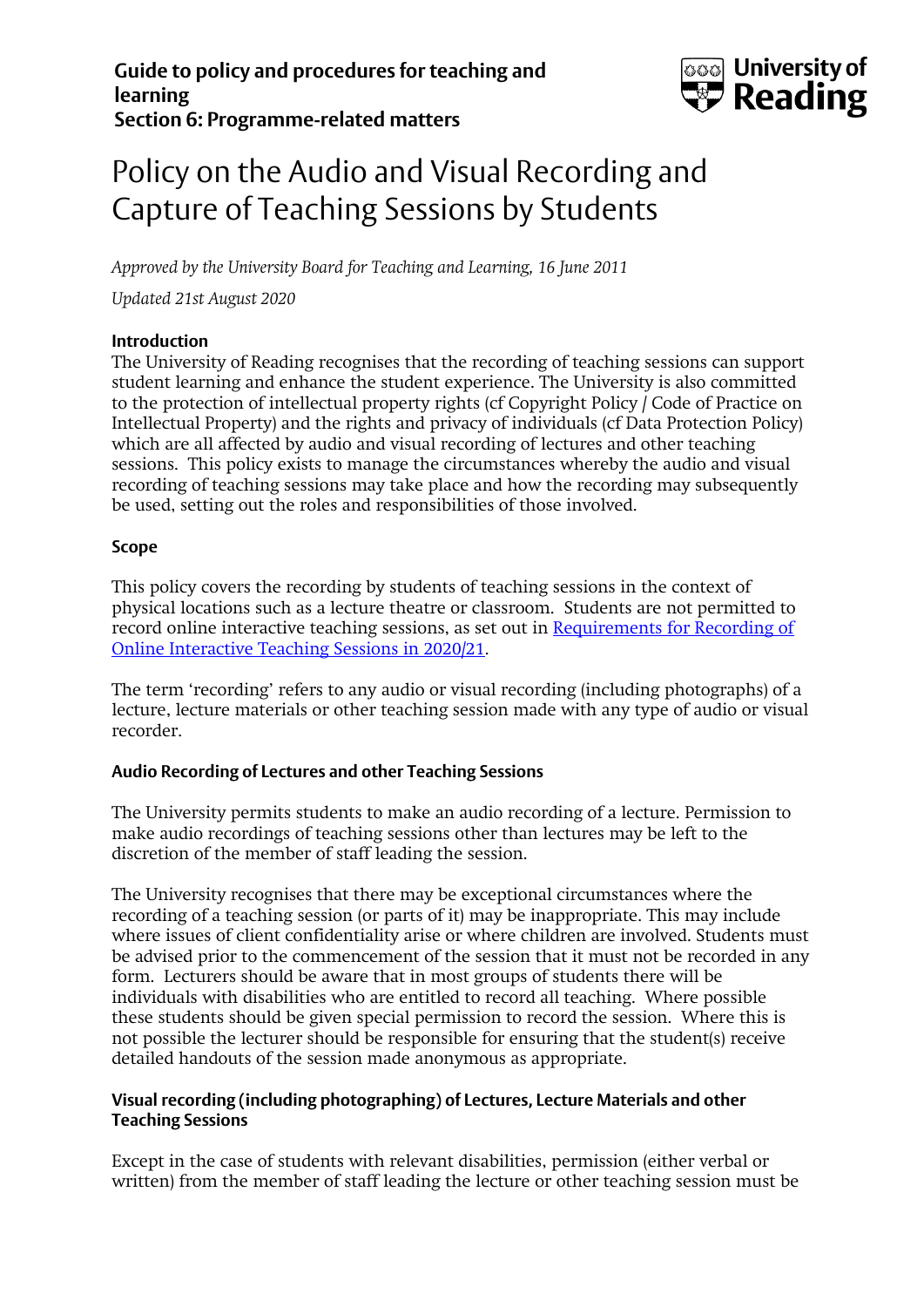**Guide to policy and procedures for teaching and learning**
**Section 6: Programme-related matters**

# Policy on the Audio and Visual Recording and Capture of Teaching Sessions by Students

*Approved by the University Board for Teaching and Learning, 16 June 2011*

*Updated 21st August 2020*

## Introduction

The University of Reading recognises that the recording of teaching sessions can support student learning and enhance the student experience. The University is also committed to the protection of intellectual property rights (cf Copyright Policy / Code of Practice on Intellectual Property) and the rights and privacy of individuals (cf Data Protection Policy) which are all affected by audio and visual recording of lectures and other teaching sessions. This policy exists to manage the circumstances whereby the audio and visual recording of teaching sessions may take place and how the recording may subsequently be used, setting out the roles and responsibilities of those involved.

## Scope

This policy covers the recording by students of teaching sessions in the context of physical locations such as a lecture theatre or classroom. Students are not permitted to record online interactive teaching sessions, as set out in Requirements for Recording of Online Interactive Teaching Sessions in 2020/21.

The term 'recording' refers to any audio or visual recording (including photographs) of a lecture, lecture materials or other teaching session made with any type of audio or visual recorder.

## Audio Recording of Lectures and other Teaching Sessions

The University permits students to make an audio recording of a lecture. Permission to make audio recordings of teaching sessions other than lectures may be left to the discretion of the member of staff leading the session.

The University recognises that there may be exceptional circumstances where the recording of a teaching session (or parts of it) may be inappropriate. This may include where issues of client confidentiality arise or where children are involved. Students must be advised prior to the commencement of the session that it must not be recorded in any form. Lecturers should be aware that in most groups of students there will be individuals with disabilities who are entitled to record all teaching. Where possible these students should be given special permission to record the session. Where this is not possible the lecturer should be responsible for ensuring that the student(s) receive detailed handouts of the session made anonymous as appropriate.

## Visual recording (including photographing) of Lectures, Lecture Materials and other Teaching Sessions

Except in the case of students with relevant disabilities, permission (either verbal or written) from the member of staff leading the lecture or other teaching session must be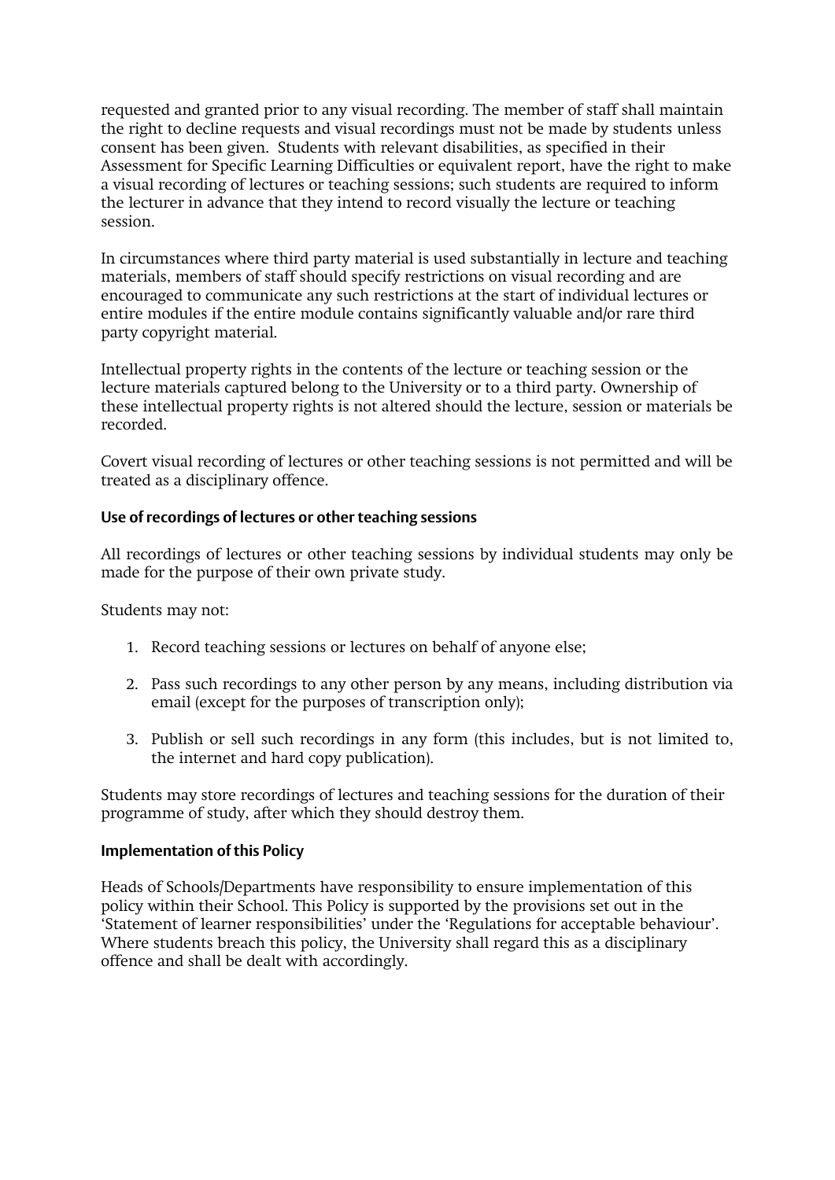requested and granted prior to any visual recording. The member of staff shall maintain the right to decline requests and visual recordings must not be made by students unless consent has been given. Students with relevant disabilities, as specified in their Assessment for Specific Learning Difficulties or equivalent report, have the right to make a visual recording of lectures or teaching sessions; such students are required to inform the lecturer in advance that they intend to record visually the lecture or teaching session.

In circumstances where third party material is used substantially in lecture and teaching materials, members of staff should specify restrictions on visual recording and are encouraged to communicate any such restrictions at the start of individual lectures or entire modules if the entire module contains significantly valuable and/or rare third party copyright material.

Intellectual property rights in the contents of the lecture or teaching session or the lecture materials captured belong to the University or to a third party. Ownership of these intellectual property rights is not altered should the lecture, session or materials be recorded.

Covert visual recording of lectures or other teaching sessions is not permitted and will be treated as a disciplinary offence.

**Use of recordings of lectures or other teaching sessions**

All recordings of lectures or other teaching sessions by individual students may only be made for the purpose of their own private study.

Students may not:

1. Record teaching sessions or lectures on behalf of anyone else;
2. Pass such recordings to any other person by any means, including distribution via email (except for the purposes of transcription only);
3. Publish or sell such recordings in any form (this includes, but is not limited to, the internet and hard copy publication).

Students may store recordings of lectures and teaching sessions for the duration of their programme of study, after which they should destroy them.

**Implementation of this Policy**

Heads of Schools/Departments have responsibility to ensure implementation of this policy within their School. This Policy is supported by the provisions set out in the 'Statement of learner responsibilities' under the 'Regulations for acceptable behaviour'. Where students breach this policy, the University shall regard this as a disciplinary offence and shall be dealt with accordingly.